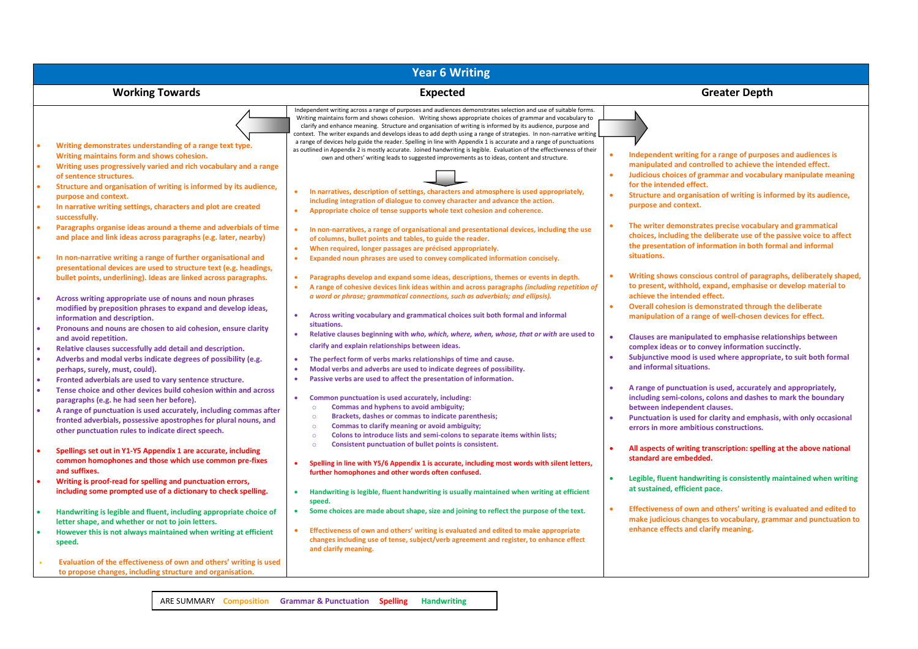# Year 6 Writing

## Working Towards

- Writing demonstrates understanding of a range text type. Writing maintains form and shows cohesion.
- Writing uses progressively varied and rich vocabulary and a range of sentence structures.
- Structure and organisation of writing is informed by its audience, purpose and context.
- In narrative writing settings, characters and plot are created successfully.
- Paragraphs organise ideas around a theme and adverbials of time and place and link ideas across paragraphs (e.g. later, nearby)
- In non-narrative writing a range of further organisational and presentational devices are used to structure text (e.g. headings, bullet points, underlining). Ideas are linked across paragraphs.
- Across writing appropriate use of nouns and noun phrases modified by preposition phrases to expand and develop ideas, information and description.
- Pronouns and nouns are chosen to aid cohesion, ensure clarity and avoid repetition.
- Relative clauses successfully add detail and description.
- Adverbs and modal verbs indicate degrees of possibility (e.g. perhaps, surely, must, could).
- Fronted adverbials are used to vary sentence structure.
- Tense choice and other devices build cohesion within and across paragraphs (e.g. he had seen her before).
- A range of punctuation is used accurately, including commas after fronted adverbials, possessive apostrophes for plural nouns, and other punctuation rules to indicate direct speech.
- Spellings set out in Y1-Y5 Appendix 1 are accurate, including common homophones and those which use common pre-fixes and suffixes.
- Writing is proof-read for spelling and punctuation errors, including some prompted use of a dictionary to check spelling.
- Handwriting is legible and fluent, including appropriate choice of letter shape, and whether or not to join letters.
- However this is not always maintained when writing at efficient speed.
- Evaluation of the effectiveness of own and others' writing is used to propose changes, including structure and organisation.

## Expected

Independent writing across a range of purposes and audiences demonstrates selection and use of suitable forms. Writing maintains form and shows cohesion. Writing shows appropriate choices of grammar and vocabulary to clarify and enhance meaning. Structure and organisation of writing is informed by its audience, purpose and context. The writer expands and develops ideas to add depth using a range of strategies. In non-narrative writing a range of devices help guide the reader. Spelling in line with Appendix 1 is accurate and a range of punctuations as outlined in Appendix 2 is mostly accurate. Joined handwriting is legible. Evaluation of the effectiveness of their own and others' writing leads to suggested improvements as to ideas, content and structure.

- In narratives, description of settings, characters and atmosphere is used appropriately, including integration of dialogue to convey character and advance the action.
- Appropriate choice of tense supports whole text cohesion and coherence.
- In non-narratives, a range of organisational and presentational devices, including the use of columns, bullet points and tables, to guide the reader.
- When required, longer passages are précised appropriately.
- Expanded noun phrases are used to convey complicated information concisely.
- Paragraphs develop and expand some ideas, descriptions, themes or events in depth.
- A range of cohesive devices link ideas within and across paragraphs *(including repetition of a word or phrase; grammatical connections, such as adverbials; and ellipsis).*
- Across writing vocabulary and grammatical choices suit both formal and informal situations.
- Relative clauses beginning with *who, which, where, when, whose, that or with* are used to clarify and explain relationships between ideas.
- The perfect form of verbs marks relationships of time and cause.
- Modal verbs and adverbs are used to indicate degrees of possibility.
- Passive verbs are used to affect the presentation of information.
- Common punctuation is used accurately, including:
  - Commas and hyphens to avoid ambiguity;
  - Brackets, dashes or commas to indicate parenthesis;
  - Commas to clarify meaning or avoid ambiguity;
  - Colons to introduce lists and semi-colons to separate items within lists;
  - Consistent punctuation of bullet points is consistent.
- Spelling in line with Y5/6 Appendix 1 is accurate, including most words with silent letters, further homophones and other words often confused.
- Handwriting is legible, fluent handwriting is usually maintained when writing at efficient speed.
- Some choices are made about shape, size and joining to reflect the purpose of the text.
- Effectiveness of own and others' writing is evaluated and edited to make appropriate changes including use of tense, subject/verb agreement and register, to enhance effect and clarify meaning.

## Greater Depth

- Independent writing for a range of purposes and audiences is manipulated and controlled to achieve the intended effect.
- Judicious choices of grammar and vocabulary manipulate meaning for the intended effect.
- Structure and organisation of writing is informed by its audience, purpose and context.
- The writer demonstrates precise vocabulary and grammatical choices, including the deliberate use of the passive voice to affect the presentation of information in both formal and informal situations.
- Writing shows conscious control of paragraphs, deliberately shaped, to present, withhold, expand, emphasise or develop material to achieve the intended effect.
- Overall cohesion is demonstrated through the deliberate manipulation of a range of well-chosen devices for effect.
- Clauses are manipulated to emphasise relationships between complex ideas or to convey information succinctly.
- Subjunctive mood is used where appropriate, to suit both formal and informal situations.
- A range of punctuation is used, accurately and appropriately, including semi-colons, colons and dashes to mark the boundary between independent clauses.
- Punctuation is used for clarity and emphasis, with only occasional errors in more ambitious constructions.
- All aspects of writing transcription: spelling at the above national standard are embedded.
- Legible, fluent handwriting is consistently maintained when writing at sustained, efficient pace.
- Effectiveness of own and others' writing is evaluated and edited to make judicious changes to vocabulary, grammar and punctuation to enhance effects and clarify meaning.

ARE SUMMARY Composition Grammar & Punctuation Spelling Handwriting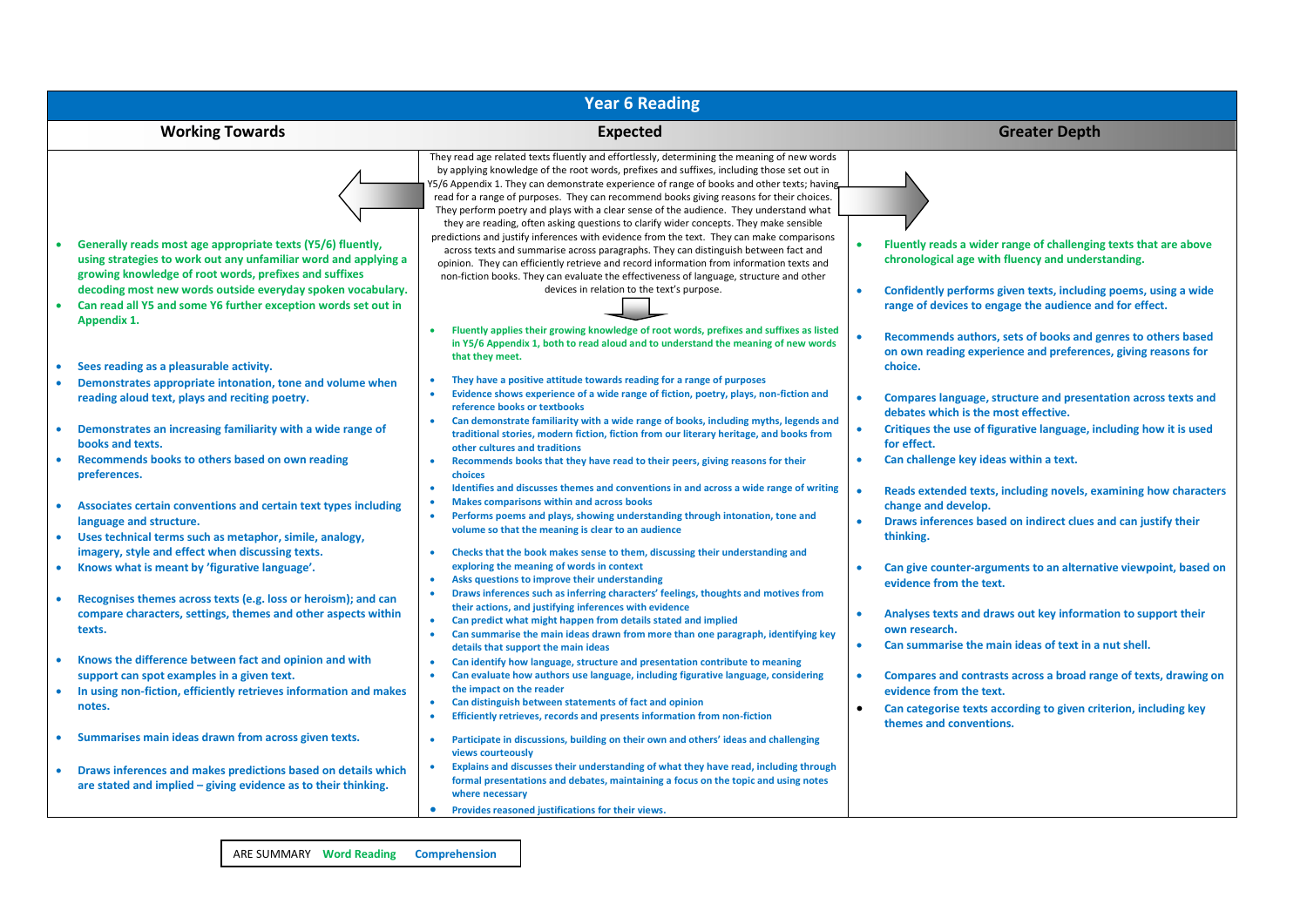# Year 6 Reading

## Working Towards

- Generally reads most age appropriate texts (Y5/6) fluently, using strategies to work out any unfamiliar word and applying a growing knowledge of root words, prefixes and suffixes decoding most new words outside everyday spoken vocabulary.
- Can read all Y5 and some Y6 further exception words set out in Appendix 1.
- Sees reading as a pleasurable activity.
- Demonstrates appropriate intonation, tone and volume when reading aloud text, plays and reciting poetry.
- Demonstrates an increasing familiarity with a wide range of books and texts.
- Recommends books to others based on own reading preferences.
- Associates certain conventions and certain text types including language and structure.
- Uses technical terms such as metaphor, simile, analogy, imagery, style and effect when discussing texts.
- Knows what is meant by 'figurative language'.
- Recognises themes across texts (e.g. loss or heroism); and can compare characters, settings, themes and other aspects within texts.
- Knows the difference between fact and opinion and with support can spot examples in a given text.
- In using non-fiction, efficiently retrieves information and makes notes.
- Summarises main ideas drawn from across given texts.
- Draws inferences and makes predictions based on details which are stated and implied – giving evidence as to their thinking.

## Expected

They read age related texts fluently and effortlessly, determining the meaning of new words by applying knowledge of the root words, prefixes and suffixes, including those set out in Y5/6 Appendix 1. They can demonstrate experience of range of books and other texts; having read for a range of purposes. They can recommend books giving reasons for their choices. They perform poetry and plays with a clear sense of the audience. They understand what they are reading, often asking questions to clarify wider concepts. They make sensible predictions and justify inferences with evidence from the text. They can make comparisons across texts and summarise across paragraphs. They can distinguish between fact and opinion. They can efficiently retrieve and record information from information texts and non-fiction books. They can evaluate the effectiveness of language, structure and other devices in relation to the text's purpose.

- Fluently applies their growing knowledge of root words, prefixes and suffixes as listed in Y5/6 Appendix 1, both to read aloud and to understand the meaning of new words that they meet.
- They have a positive attitude towards reading for a range of purposes
- Evidence shows experience of a wide range of fiction, poetry, plays, non-fiction and reference books or textbooks
- Can demonstrate familiarity with a wide range of books, including myths, legends and traditional stories, modern fiction, fiction from our literary heritage, and books from other cultures and traditions
- Recommends books that they have read to their peers, giving reasons for their choices
- Identifies and discusses themes and conventions in and across a wide range of writing
- Makes comparisons within and across books
- Performs poems and plays, showing understanding through intonation, tone and volume so that the meaning is clear to an audience
- Checks that the book makes sense to them, discussing their understanding and exploring the meaning of words in context
- Asks questions to improve their understanding
- Draws inferences such as inferring characters' feelings, thoughts and motives from their actions, and justifying inferences with evidence
- Can predict what might happen from details stated and implied
- Can summarise the main ideas drawn from more than one paragraph, identifying key details that support the main ideas
- Can identify how language, structure and presentation contribute to meaning
- Can evaluate how authors use language, including figurative language, considering the impact on the reader
- Can distinguish between statements of fact and opinion
- Efficiently retrieves, records and presents information from non-fiction
- Participate in discussions, building on their own and others' ideas and challenging views courteously
- Explains and discusses their understanding of what they have read, including through formal presentations and debates, maintaining a focus on the topic and using notes where necessary
- Provides reasoned justifications for their views.

## Greater Depth

- Fluently reads a wider range of challenging texts that are above chronological age with fluency and understanding.
- Confidently performs given texts, including poems, using a wide range of devices to engage the audience and for effect.
- Recommends authors, sets of books and genres to others based on own reading experience and preferences, giving reasons for choice.
- Compares language, structure and presentation across texts and debates which is the most effective.
- Critiques the use of figurative language, including how it is used for effect.
- Can challenge key ideas within a text.
- Reads extended texts, including novels, examining how characters change and develop.
- Draws inferences based on indirect clues and can justify their thinking.
- Can give counter-arguments to an alternative viewpoint, based on evidence from the text.
- Analyses texts and draws out key information to support their own research.
- Can summarise the main ideas of text in a nut shell.
- Compares and contrasts across a broad range of texts, drawing on evidence from the text.
- Can categorise texts according to given criterion, including key themes and conventions.

ARE SUMMARY Word Reading Comprehension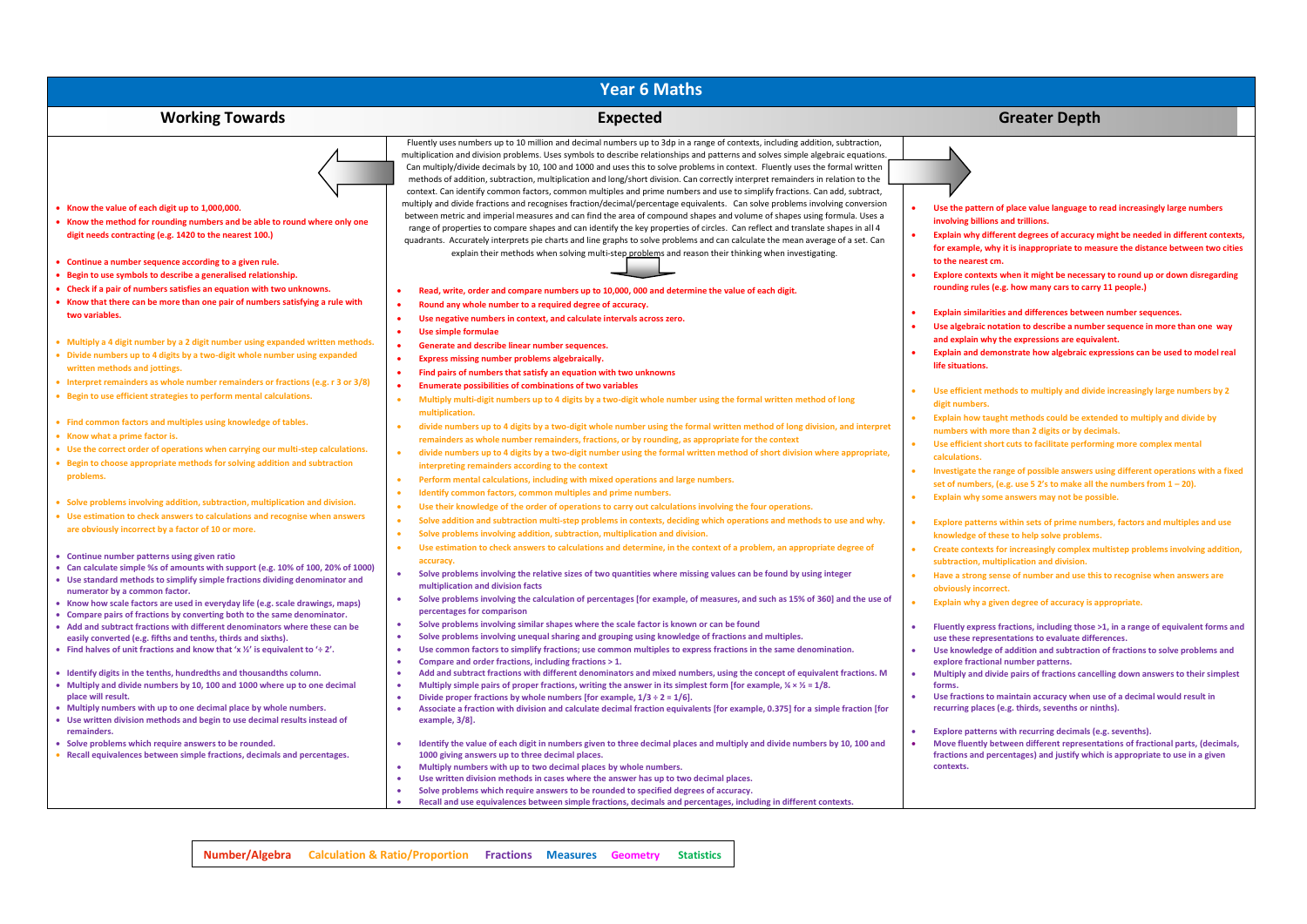# Year 6 Maths

## Working Towards

- Know the value of each digit up to 1,000,000.
- Know the method for rounding numbers and be able to round where only one digit needs contracting (e.g. 1420 to the nearest 100.)

- Continue a number sequence according to a given rule.
- Begin to use symbols to describe a generalised relationship.
- Check if a pair of numbers satisfies an equation with two unknowns.
- Know that there can be more than one pair of numbers satisfying a rule with two variables.

- Multiply a 4 digit number by a 2 digit number using expanded written methods.
- Divide numbers up to 4 digits by a two-digit whole number using expanded written methods and jottings.
- Interpret remainders as whole number remainders or fractions (e.g. r 3 or 3/8)
- Begin to use efficient strategies to perform mental calculations.

- Find common factors and multiples using knowledge of tables.
- Know what a prime factor is.
- Use the correct order of operations when carrying our multi-step calculations.
- Begin to choose appropriate methods for solving addition and subtraction problems.

- Solve problems involving addition, subtraction, multiplication and division.
- Use estimation to check answers to calculations and recognise when answers are obviously incorrect by a factor of 10 or more.

- Continue number patterns using given ratio
- Can calculate simple %s of amounts with support (e.g. 10% of 100, 20% of 1000)
- Use standard methods to simplify simple fractions dividing denominator and numerator by a common factor.
- Know how scale factors are used in everyday life (e.g. scale drawings, maps)
- Compare pairs of fractions by converting both to the same denominator.
- Add and subtract fractions with different denominators where these can be easily converted (e.g. fifths and tenths, thirds and sixths).
- Find halves of unit fractions and know that 'x ½' is equivalent to '÷ 2'.

- Identify digits in the tenths, hundredths and thousandths column.
- Multiply and divide numbers by 10, 100 and 1000 where up to one decimal place will result.
- Multiply numbers with up to one decimal place by whole numbers.
- Use written division methods and begin to use decimal results instead of remainders.
- Solve problems which require answers to be rounded.
- Recall equivalences between simple fractions, decimals and percentages.

## Expected

Fluently uses numbers up to 10 million and decimal numbers up to 3dp in a range of contexts, including addition, subtraction, multiplication and division problems. Uses symbols to describe relationships and patterns and solves simple algebraic equations. Can multiply/divide decimals by 10, 100 and 1000 and uses this to solve problems in context. Fluently uses the formal written methods of addition, subtraction, multiplication and long/short division. Can correctly interpret remainders in relation to the context. Can identify common factors, common multiples and prime numbers and use to simplify fractions. Can add, subtract, multiply and divide fractions and recognises fraction/decimal/percentage equivalents. Can solve problems involving conversion between metric and imperial measures and can find the area of compound shapes and volume of shapes using formula. Uses a range of properties to compare shapes and can identify the key properties of circles. Can reflect and translate shapes in all 4 quadrants. Accurately interprets pie charts and line graphs to solve problems and can calculate the mean average of a set. Can explain their methods when solving multi-step problems and reason their thinking when investigating.

- Read, write, order and compare numbers up to 10,000, 000 and determine the value of each digit.
- Round any whole number to a required degree of accuracy.
- Use negative numbers in context, and calculate intervals across zero.
- Use simple formulae
- Generate and describe linear number sequences.
- Express missing number problems algebraically.
- Find pairs of numbers that satisfy an equation with two unknowns
- Enumerate possibilities of combinations of two variables
- Multiply multi-digit numbers up to 4 digits by a two-digit whole number using the formal written method of long multiplication.
- divide numbers up to 4 digits by a two-digit whole number using the formal written method of long division, and interpret remainders as whole number remainders, fractions, or by rounding, as appropriate for the context
- divide numbers up to 4 digits by a two-digit number using the formal written method of short division where appropriate, interpreting remainders according to the context
- Perform mental calculations, including with mixed operations and large numbers.
- Identify common factors, common multiples and prime numbers.
- Use their knowledge of the order of operations to carry out calculations involving the four operations.
- Solve addition and subtraction multi-step problems in contexts, deciding which operations and methods to use and why.
- Solve problems involving addition, subtraction, multiplication and division.
- Use estimation to check answers to calculations and determine, in the context of a problem, an appropriate degree of accuracy.
- Solve problems involving the relative sizes of two quantities where missing values can be found by using integer multiplication and division facts
- Solve problems involving the calculation of percentages [for example, of measures, and such as 15% of 360] and the use of percentages for comparison
- Solve problems involving similar shapes where the scale factor is known or can be found
- Solve problems involving unequal sharing and grouping using knowledge of fractions and multiples.
- Use common factors to simplify fractions; use common multiples to express fractions in the same denomination.
- Compare and order fractions, including fractions > 1.
- Add and subtract fractions with different denominators and mixed numbers, using the concept of equivalent fractions. M
- Multiply simple pairs of proper fractions, writing the answer in its simplest form [for example, ¼ × ½ = 1/8.
- Divide proper fractions by whole numbers [for example, 1/3 ÷ 2 = 1/6].
- Associate a fraction with division and calculate decimal fraction equivalents [for example, 0.375] for a simple fraction [for example, 3/8].

- Identify the value of each digit in numbers given to three decimal places and multiply and divide numbers by 10, 100 and 1000 giving answers up to three decimal places.
- Multiply numbers with up to two decimal places by whole numbers.
- Use written division methods in cases where the answer has up to two decimal places.
- Solve problems which require answers to be rounded to specified degrees of accuracy.
- Recall and use equivalences between simple fractions, decimals and percentages, including in different contexts.

## Greater Depth

- Use the pattern of place value language to read increasingly large numbers involving billions and trillions.
- Explain why different degrees of accuracy might be needed in different contexts, for example, why it is inappropriate to measure the distance between two cities to the nearest cm.
- Explore contexts when it might be necessary to round up or down disregarding rounding rules (e.g. how many cars to carry 11 people.)

- Explain similarities and differences between number sequences.
- Use algebraic notation to describe a number sequence in more than one way and explain why the expressions are equivalent.
- Explain and demonstrate how algebraic expressions can be used to model real life situations.

- Use efficient methods to multiply and divide increasingly large numbers by 2 digit numbers.
- Explain how taught methods could be extended to multiply and divide by numbers with more than 2 digits or by decimals.
- Use efficient short cuts to facilitate performing more complex mental calculations.
- Investigate the range of possible answers using different operations with a fixed set of numbers, (e.g. use 5 2's to make all the numbers from 1 – 20).
- Explain why some answers may not be possible.

- Explore patterns within sets of prime numbers, factors and multiples and use knowledge of these to help solve problems.
- Create contexts for increasingly complex multistep problems involving addition, subtraction, multiplication and division.
- Have a strong sense of number and use this to recognise when answers are obviously incorrect.
- Explain why a given degree of accuracy is appropriate.

- Fluently express fractions, including those >1, in a range of equivalent forms and use these representations to evaluate differences.
- Use knowledge of addition and subtraction of fractions to solve problems and explore fractional number patterns.
- Multiply and divide pairs of fractions cancelling down answers to their simplest forms.
- Use fractions to maintain accuracy when use of a decimal would result in recurring places (e.g. thirds, sevenths or ninths).

- Explore patterns with recurring decimals (e.g. sevenths).
- Move fluently between different representations of fractional parts, (decimals, fractions and percentages) and justify which is appropriate to use in a given contexts.

Number/Algebra | Calculation & Ratio/Proportion | Fractions | Measures | Geometry | Statistics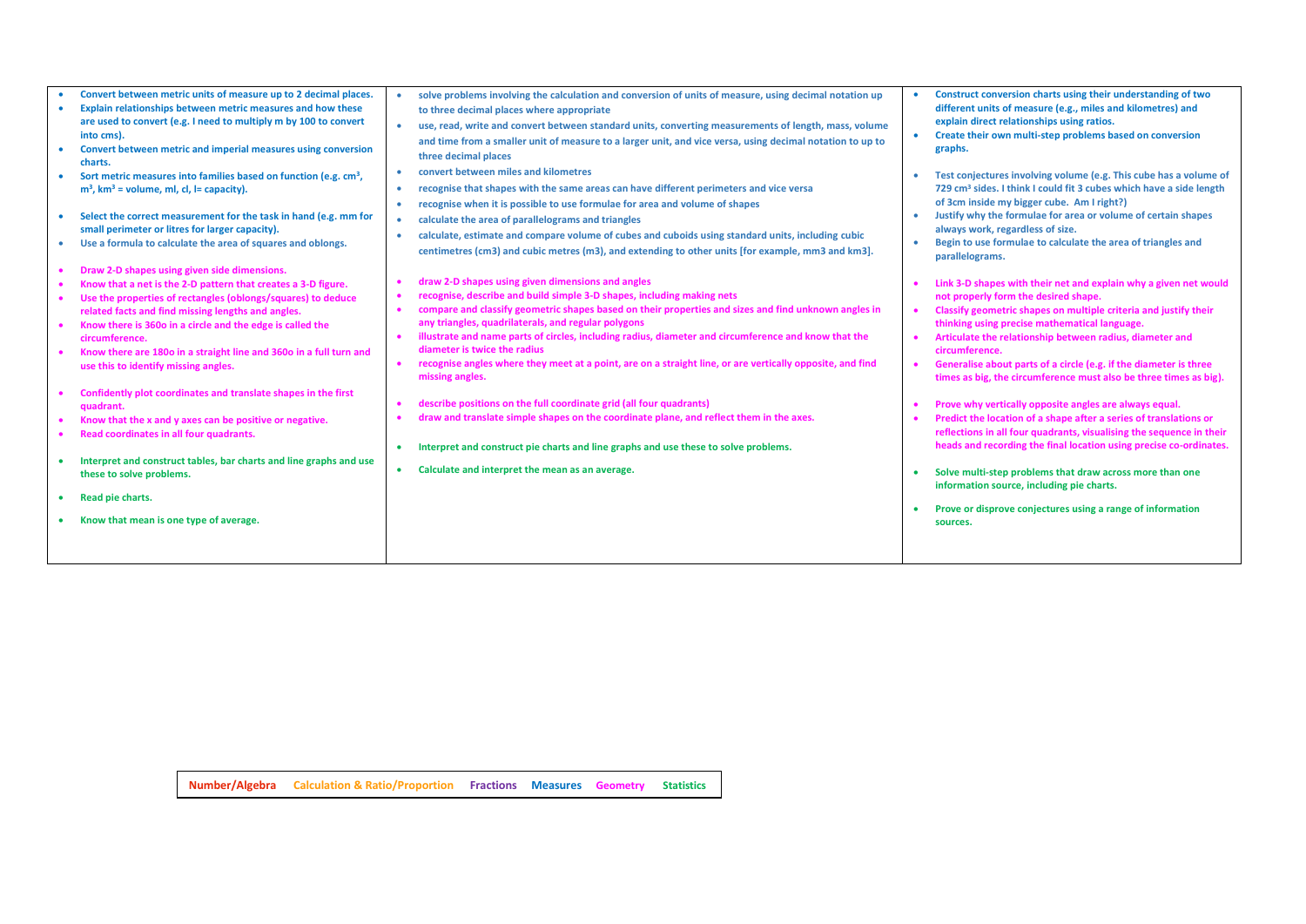| | | |
|---|---|---|
| • Convert between metric units of measure up to 2 decimal places.<br>• Explain relationships between metric measures and how these are used to convert (e.g. I need to multiply m by 100 to convert into cms).<br>• Convert between metric and imperial measures using conversion charts.<br>• Sort metric measures into families based on function (e.g. $cm^3$, $m^3$, $km^3$ = volume, ml, cl, l= capacity).<br><br>• Select the correct measurement for the task in hand (e.g. mm for small perimeter or litres for larger capacity).<br>• Use a formula to calculate the area of squares and oblongs.<br><br>• Draw 2-D shapes using given side dimensions.<br>• Know that a net is the 2-D pattern that creates a 3-D figure.<br>• Use the properties of rectangles (oblongs/squares) to deduce related facts and find missing lengths and angles.<br>• Know there is 360o in a circle and the edge is called the circumference.<br>• Know there are 180o in a straight line and 360o in a full turn and use this to identify missing angles.<br><br>• Confidently plot coordinates and translate shapes in the first quadrant.<br>• Know that the x and y axes can be positive or negative.<br>• Read coordinates in all four quadrants.<br><br>• Interpret and construct tables, bar charts and line graphs and use these to solve problems.<br><br>• Read pie charts.<br><br>• Know that mean is one type of average. | • solve problems involving the calculation and conversion of units of measure, using decimal notation up to three decimal places where appropriate<br>• use, read, write and convert between standard units, converting measurements of length, mass, volume and time from a smaller unit of measure to a larger unit, and vice versa, using decimal notation to up to three decimal places<br>• convert between miles and kilometres<br>• recognise that shapes with the same areas can have different perimeters and vice versa<br>• recognise when it is possible to use formulae for area and volume of shapes<br>• calculate the area of parallelograms and triangles<br>• calculate, estimate and compare volume of cubes and cuboids using standard units, including cubic centimetres (cm3) and cubic metres (m3), and extending to other units [for example, mm3 and km3].<br><br>• draw 2-D shapes using given dimensions and angles<br>• recognise, describe and build simple 3-D shapes, including making nets<br>• compare and classify geometric shapes based on their properties and sizes and find unknown angles in any triangles, quadrilaterals, and regular polygons<br>• illustrate and name parts of circles, including radius, diameter and circumference and know that the diameter is twice the radius<br>• recognise angles where they meet at a point, are on a straight line, or are vertically opposite, and find missing angles.<br><br>• describe positions on the full coordinate grid (all four quadrants)<br>• draw and translate simple shapes on the coordinate plane, and reflect them in the axes.<br><br>• Interpret and construct pie charts and line graphs and use these to solve problems.<br><br>• Calculate and interpret the mean as an average. | • Construct conversion charts using their understanding of two different units of measure (e.g., miles and kilometres) and explain direct relationships using ratios.<br>• Create their own multi-step problems based on conversion graphs.<br><br>• Test conjectures involving volume (e.g. This cube has a volume of 729 $cm^3$ sides. I think I could fit 3 cubes which have a side length of 3cm inside my bigger cube. Am I right?)<br>• Justify why the formulae for area or volume of certain shapes always work, regardless of size.<br>• Begin to use formulae to calculate the area of triangles and parallelograms.<br><br>• Link 3-D shapes with their net and explain why a given net would not properly form the desired shape.<br>• Classify geometric shapes on multiple criteria and justify their thinking using precise mathematical language.<br>• Articulate the relationship between radius, diameter and circumference.<br>• Generalise about parts of a circle (e.g. if the diameter is three times as big, the circumference must also be three times as big).<br><br>• Prove why vertically opposite angles are always equal.<br>• Predict the location of a shape after a series of translations or reflections in all four quadrants, visualising the sequence in their heads and recording the final location using precise co-ordinates.<br><br>• Solve multi-step problems that draw across more than one information source, including pie charts.<br><br>• Prove or disprove conjectures using a range of information sources. |

Number/Algebra | Calculation & Ratio/Proportion | Fractions | Measures | Geometry | Statistics